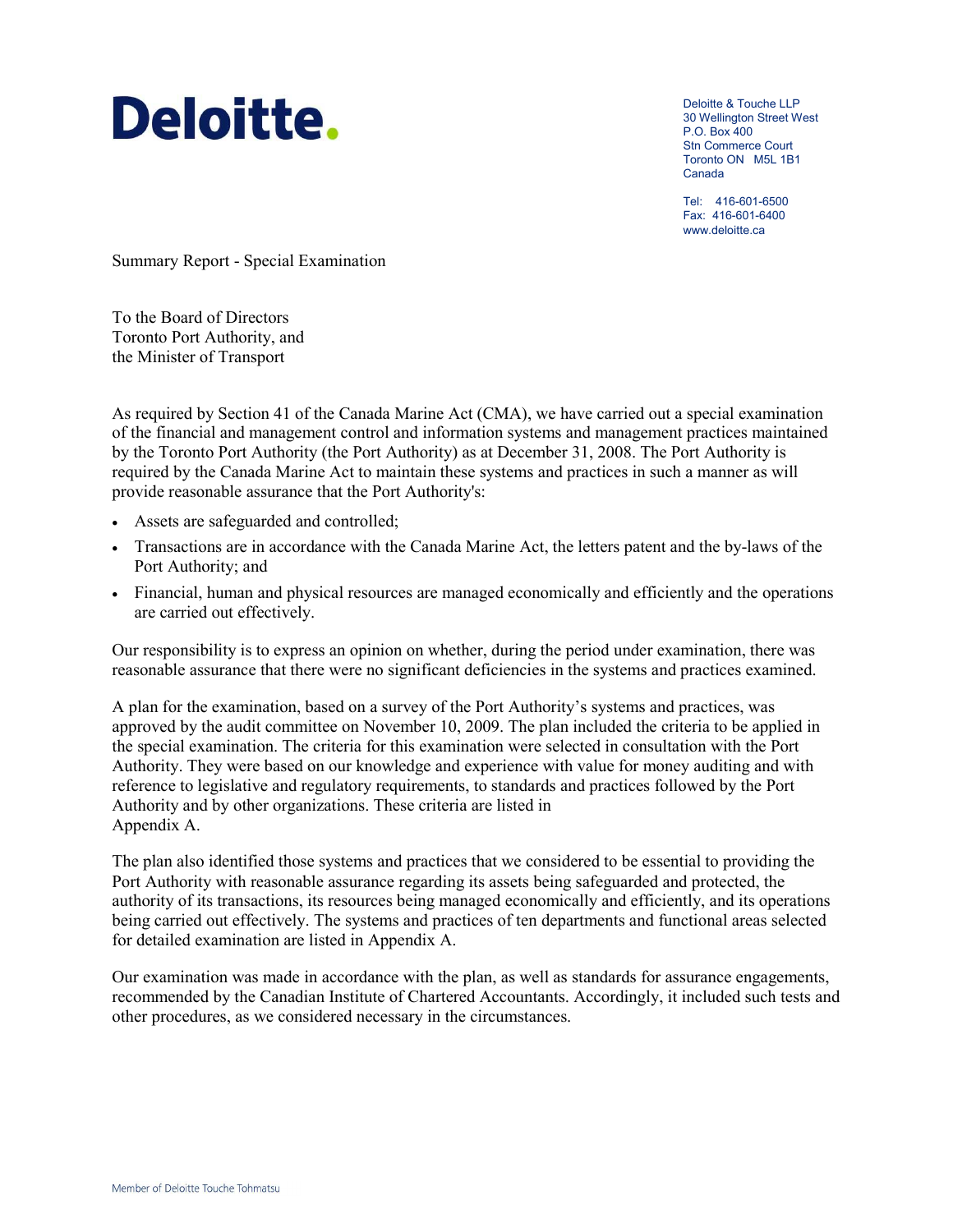Deloitte.

Deloitte & Touche LLP
30 Wellington Street West
P.O. Box 400
Stn Commerce Court
Toronto ON M5L 1B1
Canada

Tel: 416-601-6500
Fax: 416-601-6400
www.deloitte.ca

Summary Report - Special Examination

To the Board of Directors
Toronto Port Authority, and
the Minister of Transport

As required by Section 41 of the Canada Marine Act (CMA), we have carried out a special examination of the financial and management control and information systems and management practices maintained by the Toronto Port Authority (the Port Authority) as at December 31, 2008. The Port Authority is required by the Canada Marine Act to maintain these systems and practices in such a manner as will provide reasonable assurance that the Port Authority's:

- Assets are safeguarded and controlled;
- Transactions are in accordance with the Canada Marine Act, the letters patent and the by-laws of the Port Authority; and
- Financial, human and physical resources are managed economically and efficiently and the operations are carried out effectively.

Our responsibility is to express an opinion on whether, during the period under examination, there was reasonable assurance that there were no significant deficiencies in the systems and practices examined.

A plan for the examination, based on a survey of the Port Authority's systems and practices, was approved by the audit committee on November 10, 2009. The plan included the criteria to be applied in the special examination. The criteria for this examination were selected in consultation with the Port Authority. They were based on our knowledge and experience with value for money auditing and with reference to legislative and regulatory requirements, to standards and practices followed by the Port Authority and by other organizations. These criteria are listed in Appendix A.

The plan also identified those systems and practices that we considered to be essential to providing the Port Authority with reasonable assurance regarding its assets being safeguarded and protected, the authority of its transactions, its resources being managed economically and efficiently, and its operations being carried out effectively. The systems and practices of ten departments and functional areas selected for detailed examination are listed in Appendix A.

Our examination was made in accordance with the plan, as well as standards for assurance engagements, recommended by the Canadian Institute of Chartered Accountants. Accordingly, it included such tests and other procedures, as we considered necessary in the circumstances.

Member of Deloitte Touche Tohmatsu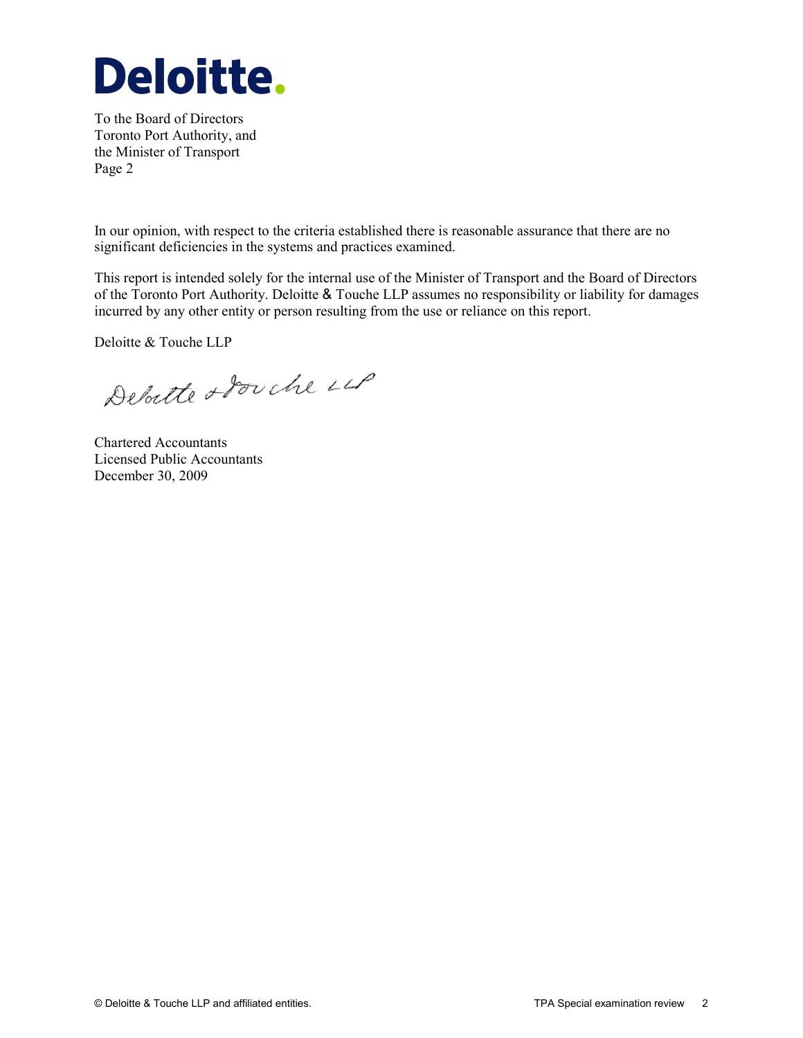To the Board of Directors
Toronto Port Authority, and
the Minister of Transport
Page 2

In our opinion, with respect to the criteria established there is reasonable assurance that there are no significant deficiencies in the systems and practices examined.

This report is intended solely for the internal use of the Minister of Transport and the Board of Directors of the Toronto Port Authority. Deloitte & Touche LLP assumes no responsibility or liability for damages incurred by any other entity or person resulting from the use or reliance on this report.

Deloitte & Touche LLP

Deloitte & Touche LLP

Chartered Accountants
Licensed Public Accountants
December 30, 2009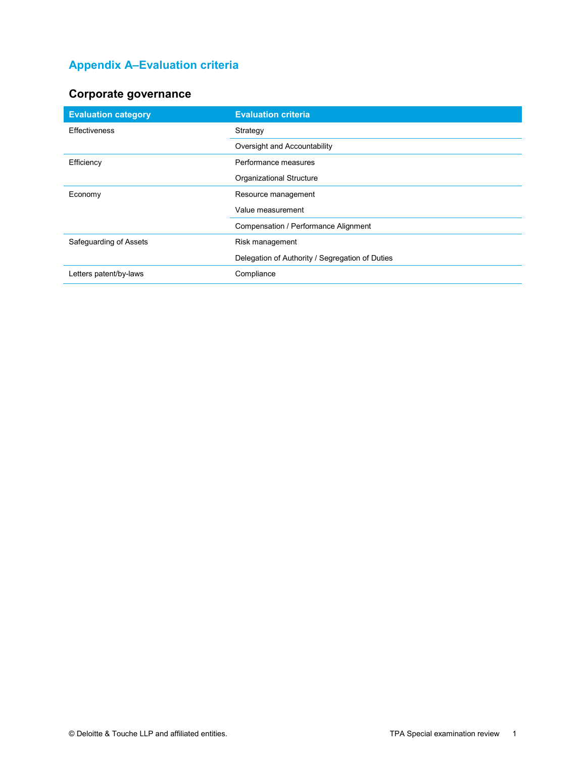## Appendix A–Evaluation criteria

### Corporate governance

| Evaluation category | Evaluation criteria |
| --- | --- |
| Effectiveness | Strategy |
| | Oversight and Accountability |
| Efficiency | Performance measures |
| | Organizational Structure |
| Economy | Resource management |
| | Value measurement |
| | Compensation / Performance Alignment |
| Safeguarding of Assets | Risk management |
| | Delegation of Authority / Segregation of Duties |
| Letters patent/by-laws | Compliance |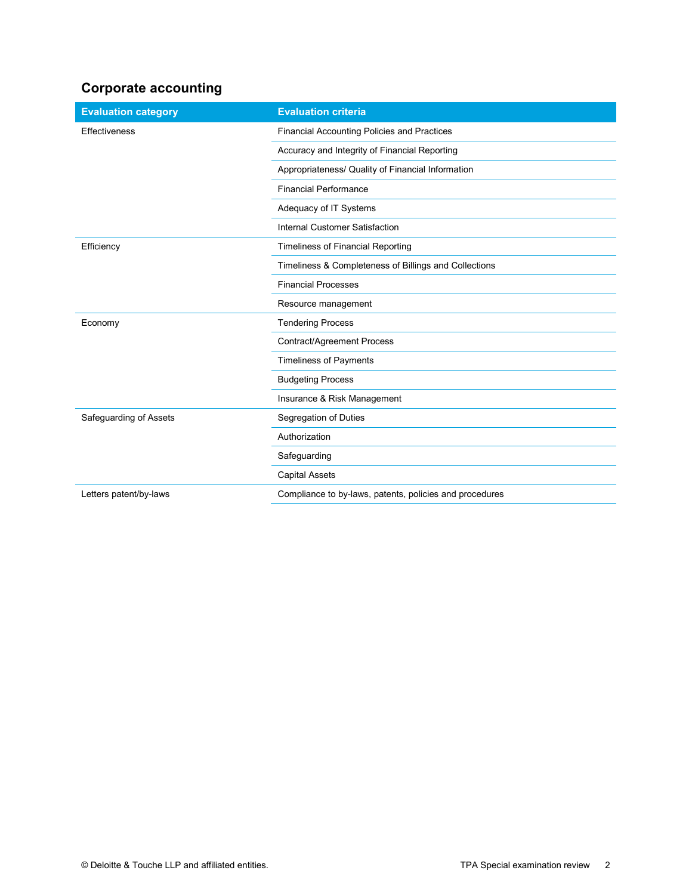## Corporate accounting

| Evaluation category | Evaluation criteria |
| --- | --- |
| Effectiveness | Financial Accounting Policies and Practices |
| | Accuracy and Integrity of Financial Reporting |
| | Appropriateness/ Quality of Financial Information |
| | Financial Performance |
| | Adequacy of IT Systems |
| | Internal Customer Satisfaction |
| Efficiency | Timeliness of Financial Reporting |
| | Timeliness & Completeness of Billings and Collections |
| | Financial Processes |
| | Resource management |
| Economy | Tendering Process |
| | Contract/Agreement Process |
| | Timeliness of Payments |
| | Budgeting Process |
| | Insurance & Risk Management |
| Safeguarding of Assets | Segregation of Duties |
| | Authorization |
| | Safeguarding |
| | Capital Assets |
| Letters patent/by-laws | Compliance to by-laws, patents, policies and procedures |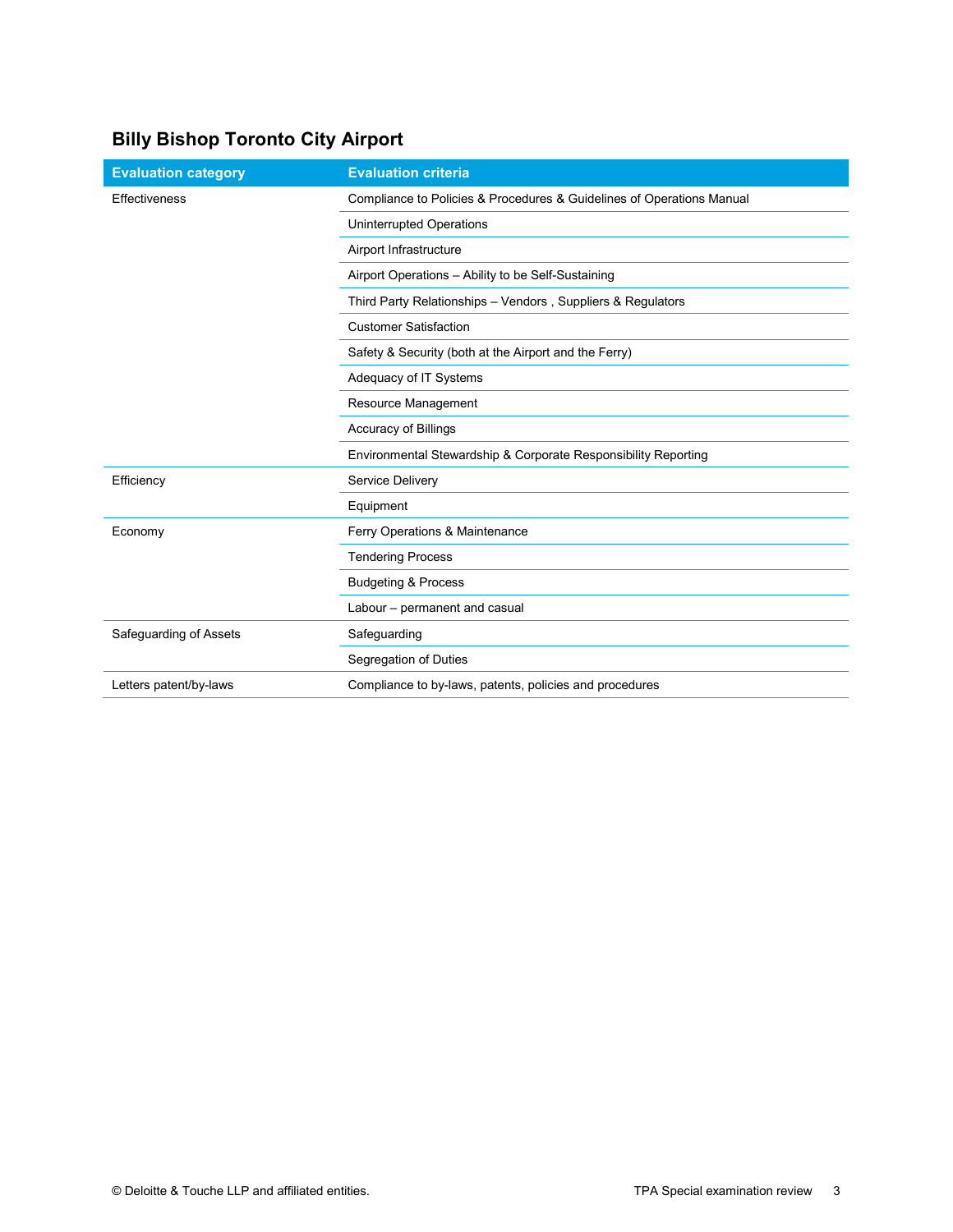## Billy Bishop Toronto City Airport

| Evaluation category | Evaluation criteria |
| --- | --- |
| Effectiveness | Compliance to Policies & Procedures & Guidelines of Operations Manual |
| | Uninterrupted Operations |
| | Airport Infrastructure |
| | Airport Operations – Ability to be Self-Sustaining |
| | Third Party Relationships – Vendors , Suppliers & Regulators |
| | Customer Satisfaction |
| | Safety & Security (both at the Airport and the Ferry) |
| | Adequacy of IT Systems |
| | Resource Management |
| | Accuracy of Billings |
| | Environmental Stewardship & Corporate Responsibility Reporting |
| Efficiency | Service Delivery |
| | Equipment |
| Economy | Ferry Operations & Maintenance |
| | Tendering Process |
| | Budgeting & Process |
| | Labour – permanent and casual |
| Safeguarding of Assets | Safeguarding |
| | Segregation of Duties |
| Letters patent/by-laws | Compliance to by-laws, patents, policies and procedures |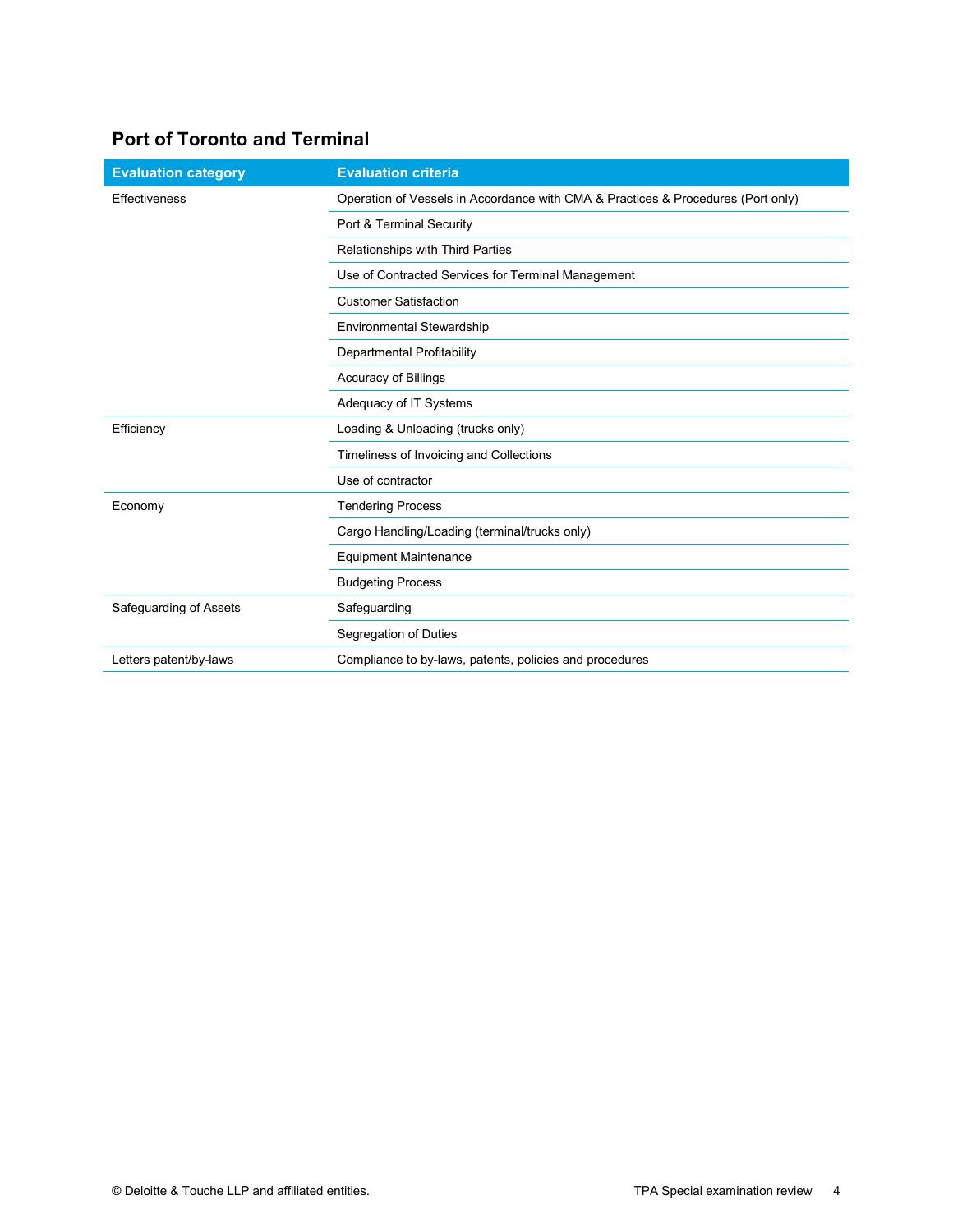## Port of Toronto and Terminal

| Evaluation category | Evaluation criteria |
|---|---|
| Effectiveness | Operation of Vessels in Accordance with CMA & Practices & Procedures (Port only) |
| | Port & Terminal Security |
| | Relationships with Third Parties |
| | Use of Contracted Services for Terminal Management |
| | Customer Satisfaction |
| | Environmental Stewardship |
| | Departmental Profitability |
| | Accuracy of Billings |
| | Adequacy of IT Systems |
| Efficiency | Loading & Unloading (trucks only) |
| | Timeliness of Invoicing and Collections |
| | Use of contractor |
| Economy | Tendering Process |
| | Cargo Handling/Loading (terminal/trucks only) |
| | Equipment Maintenance |
| | Budgeting Process |
| Safeguarding of Assets | Safeguarding |
| | Segregation of Duties |
| Letters patent/by-laws | Compliance to by-laws, patents, policies and procedures |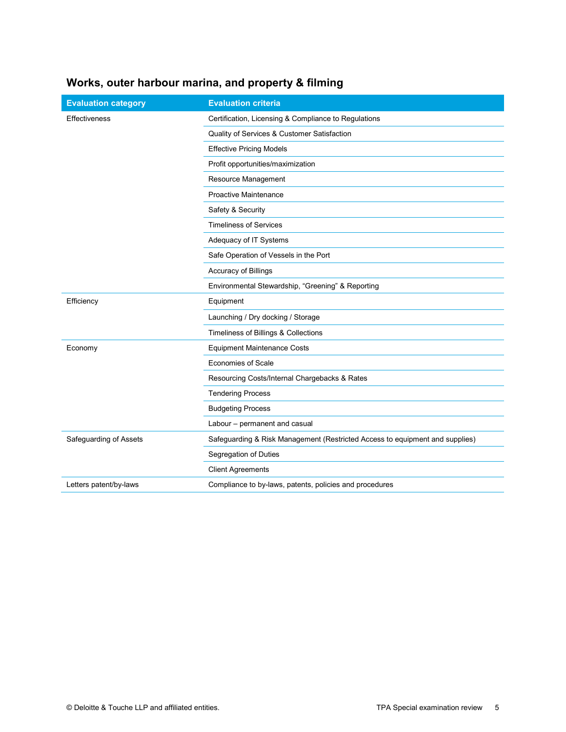## Works, outer harbour marina, and property & filming

| Evaluation category | Evaluation criteria |
|---|---|
| Effectiveness | Certification, Licensing & Compliance to Regulations |
| | Quality of Services & Customer Satisfaction |
| | Effective Pricing Models |
| | Profit opportunities/maximization |
| | Resource Management |
| | Proactive Maintenance |
| | Safety & Security |
| | Timeliness of Services |
| | Adequacy of IT Systems |
| | Safe Operation of Vessels in the Port |
| | Accuracy of Billings |
| | Environmental Stewardship, "Greening" & Reporting |
| Efficiency | Equipment |
| | Launching / Dry docking / Storage |
| | Timeliness of Billings & Collections |
| Economy | Equipment Maintenance Costs |
| | Economies of Scale |
| | Resourcing Costs/Internal Chargebacks & Rates |
| | Tendering Process |
| | Budgeting Process |
| | Labour – permanent and casual |
| Safeguarding of Assets | Safeguarding & Risk Management (Restricted Access to equipment and supplies) |
| | Segregation of Duties |
| | Client Agreements |
| Letters patent/by-laws | Compliance to by-laws, patents, policies and procedures |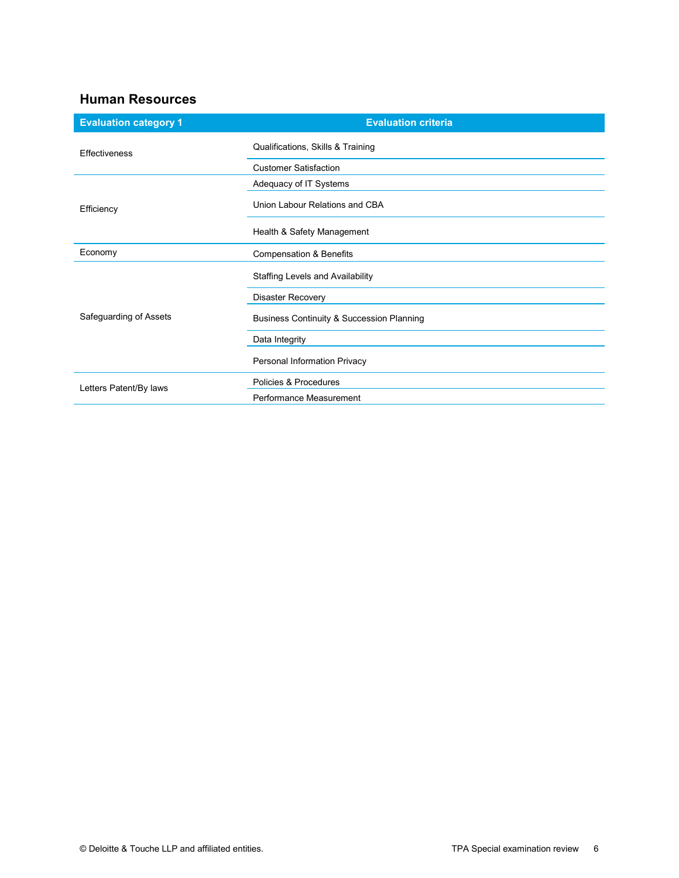## Human Resources

| Evaluation category 1 | Evaluation criteria |
|---|---|
| Effectiveness | Qualifications, Skills & Training |
| | Customer Satisfaction |
| Efficiency | Adequacy of IT Systems |
| | Union Labour Relations and CBA |
| | Health & Safety Management |
| Economy | Compensation & Benefits |
| Safeguarding of Assets | Staffing Levels and Availability |
| | Disaster Recovery |
| | Business Continuity & Succession Planning |
| | Data Integrity |
| | Personal Information Privacy |
| Letters Patent/By laws | Policies & Procedures |
| | Performance Measurement |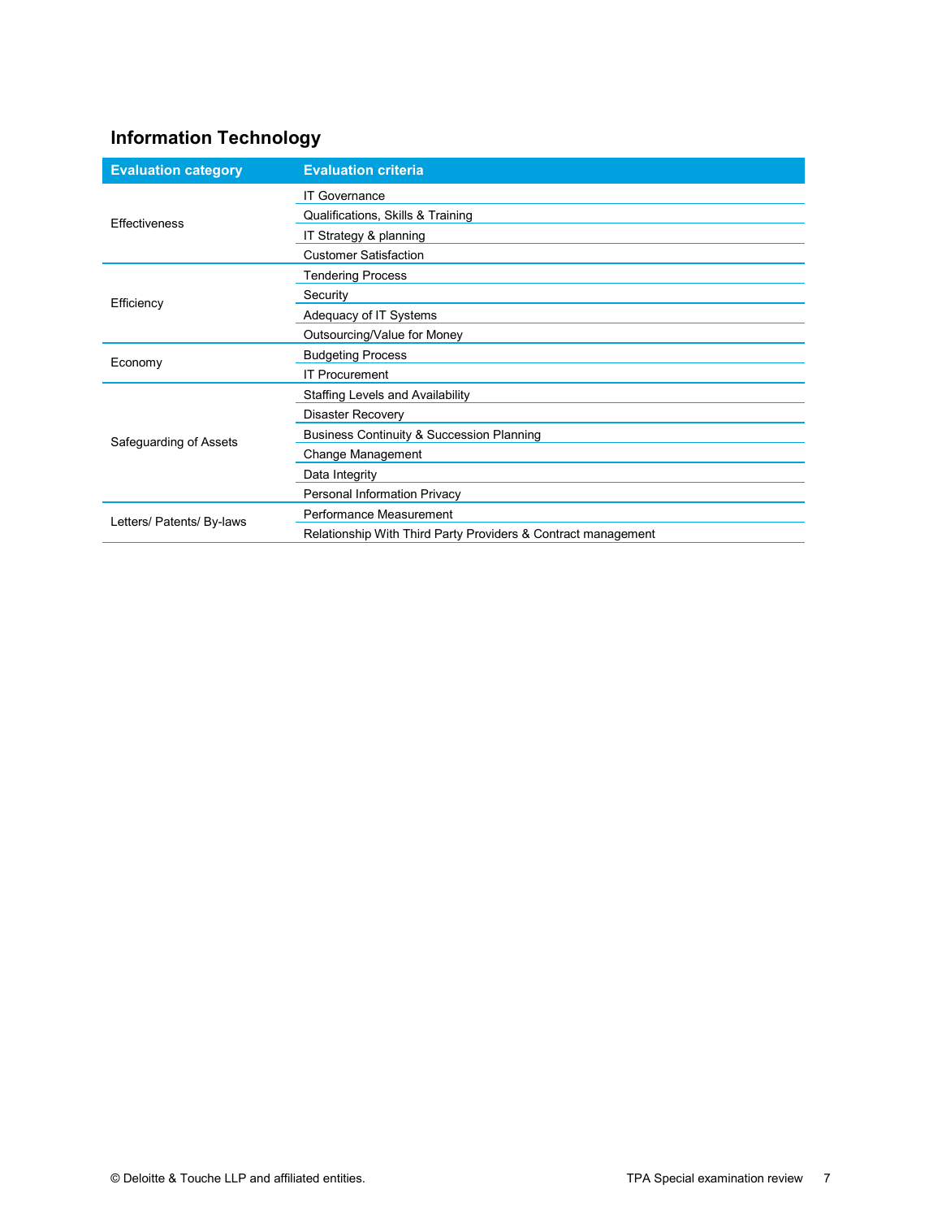## Information Technology

| Evaluation category | Evaluation criteria |
| --- | --- |
| Effectiveness | IT Governance |
| | Qualifications, Skills & Training |
| | IT Strategy & planning |
| | Customer Satisfaction |
| Efficiency | Tendering Process |
| | Security |
| | Adequacy of IT Systems |
| | Outsourcing/Value for Money |
| Economy | Budgeting Process |
| | IT Procurement |
| Safeguarding of Assets | Staffing Levels and Availability |
| | Disaster Recovery |
| | Business Continuity & Succession Planning |
| | Change Management |
| | Data Integrity |
| | Personal Information Privacy |
| Letters/ Patents/ By-laws | Performance Measurement |
| | Relationship With Third Party Providers & Contract management |